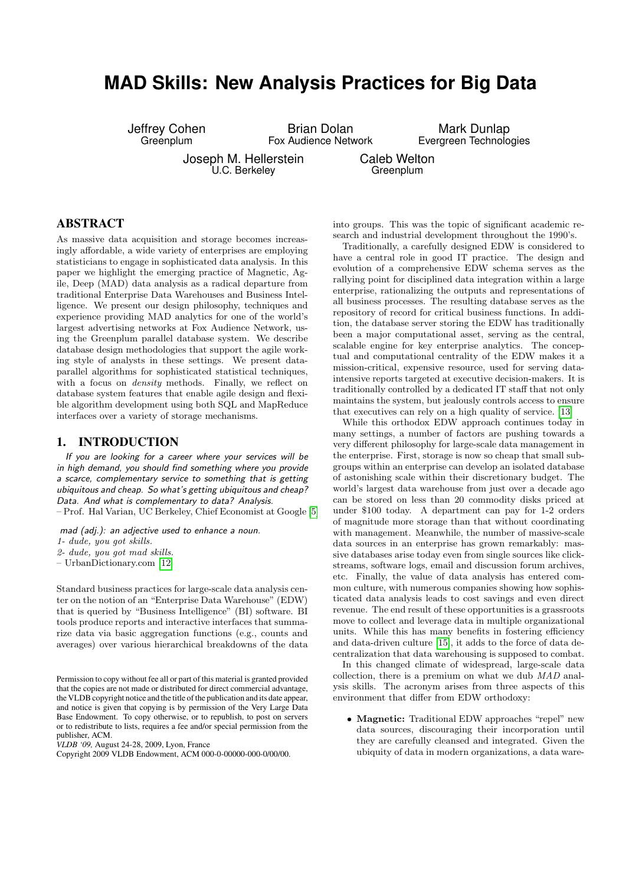# MAD Skills: New Analysis Practices for Big Data

Jeffrey Cohen
Greenplum

Brian Dolan
Fox Audience Network

Mark Dunlap
Evergreen Technologies

Joseph M. Hellerstein
U.C. Berkeley

Caleb Welton
Greenplum

## ABSTRACT

As massive data acquisition and storage becomes increasingly affordable, a wide variety of enterprises are employing statisticians to engage in sophisticated data analysis. In this paper we highlight the emerging practice of Magnetic, Agile, Deep (MAD) data analysis as a radical departure from traditional Enterprise Data Warehouses and Business Intelligence. We present our design philosophy, techniques and experience providing MAD analytics for one of the world's largest advertising networks at Fox Audience Network, using the Greenplum parallel database system. We describe database design methodologies that support the agile working style of analysts in these settings. We present data-parallel algorithms for sophisticated statistical techniques, with a focus on *density* methods. Finally, we reflect on database system features that enable agile design and flexible algorithm development using both SQL and MapReduce interfaces over a variety of storage mechanisms.

## 1. INTRODUCTION

*If you are looking for a career where your services will be in high demand, you should find something where you provide a scarce, complementary service to something that is getting ubiquitous and cheap. So what's getting ubiquitous and cheap? Data. And what is complementary to data? Analysis.*
– Prof. Hal Varian, UC Berkeley, Chief Economist at Google [5]

*mad (adj.): an adjective used to enhance a noun.*
*1- dude, you got skills.*
*2- dude, you got mad skills.*
– UrbanDictionary.com [12]

Standard business practices for large-scale data analysis center on the notion of an "Enterprise Data Warehouse" (EDW) that is queried by "Business Intelligence" (BI) software. BI tools produce reports and interactive interfaces that summarize data via basic aggregation functions (e.g., counts and averages) over various hierarchical breakdowns of the data into groups. This was the topic of significant academic research and industrial development throughout the 1990's.

Traditionally, a carefully designed EDW is considered to have a central role in good IT practice. The design and evolution of a comprehensive EDW schema serves as the rallying point for disciplined data integration within a large enterprise, rationalizing the outputs and representations of all business processes. The resulting database serves as the repository of record for critical business functions. In addition, the database server storing the EDW has traditionally been a major computational asset, serving as the central, scalable engine for key enterprise analytics. The conceptual and computational centrality of the EDW makes it a mission-critical, expensive resource, used for serving data-intensive reports targeted at executive decision-makers. It is traditionally controlled by a dedicated IT staff that not only maintains the system, but jealously controls access to ensure that executives can rely on a high quality of service. [13]

While this orthodox EDW approach continues today in many settings, a number of factors are pushing towards a very different philosophy for large-scale data management in the enterprise. First, storage is now so cheap that small subgroups within an enterprise can develop an isolated database of astonishing scale within their discretionary budget. The world's largest data warehouse from just over a decade ago can be stored on less than 20 commodity disks priced at under $100 today. A department can pay for 1-2 orders of magnitude more storage than that without coordinating with management. Meanwhile, the number of massive-scale data sources in an enterprise has grown remarkably: massive databases arise today even from single sources like clickstreams, software logs, email and discussion forum archives, etc. Finally, the value of data analysis has entered common culture, with numerous companies showing how sophisticated data analysis leads to cost savings and even direct revenue. The end result of these opportunities is a grassroots move to collect and leverage data in multiple organizational units. While this has many benefits in fostering efficiency and data-driven culture [15], it adds to the force of data decentralization that data warehousing is supposed to combat.

In this changed climate of widespread, large-scale data collection, there is a premium on what we dub *MAD* analysis skills. The acronym arises from three aspects of this environment that differ from EDW orthodoxy:

- **Magnetic:** Traditional EDW approaches "repel" new data sources, discouraging their incorporation until they are carefully cleansed and integrated. Given the ubiquity of data in modern organizations, a data ware-

Permission to copy without fee all or part of this material is granted provided that the copies are not made or distributed for direct commercial advantage, the VLDB copyright notice and the title of the publication and its date appear, and notice is given that copying is by permission of the Very Large Data Base Endowment. To copy otherwise, or to republish, to post on servers or to redistribute to lists, requires a fee and/or special permission from the publisher, ACM.
*VLDB '09,* August 24-28, 2009, Lyon, France
Copyright 2009 VLDB Endowment, ACM 000-0-00000-000-0/00/00.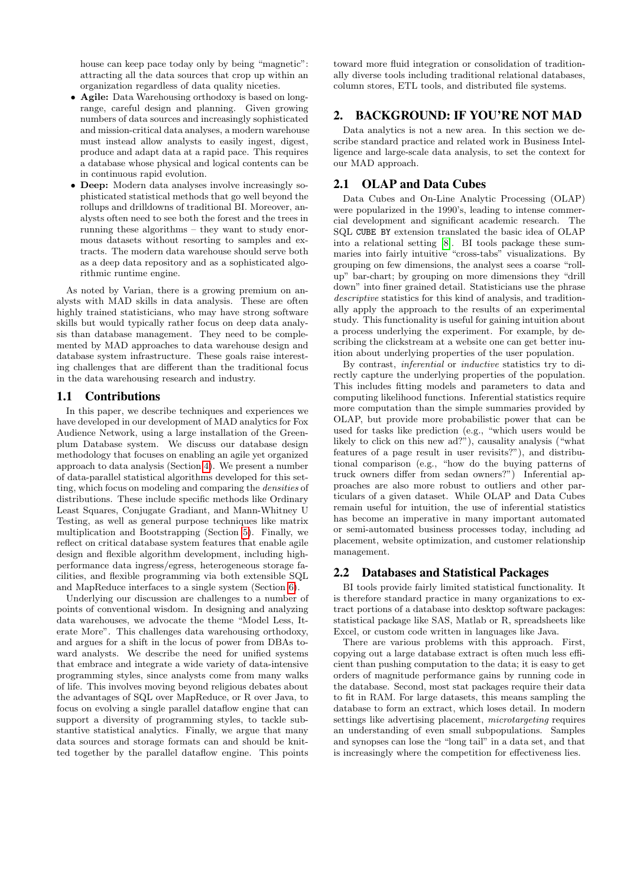house can keep pace today only by being "magnetic": attracting all the data sources that crop up within an organization regardless of data quality niceties.

- **Agile:** Data Warehousing orthodoxy is based on long-range, careful design and planning. Given growing numbers of data sources and increasingly sophisticated and mission-critical data analyses, a modern warehouse must instead allow analysts to easily ingest, digest, produce and adapt data at a rapid pace. This requires a database whose physical and logical contents can be in continuous rapid evolution.
- **Deep:** Modern data analyses involve increasingly sophisticated statistical methods that go well beyond the rollups and drilldowns of traditional BI. Moreover, analysts often need to see both the forest and the trees in running these algorithms – they want to study enormous datasets without resorting to samples and extracts. The modern data warehouse should serve both as a deep data repository and as a sophisticated algorithmic runtime engine.

As noted by Varian, there is a growing premium on analysts with MAD skills in data analysis. These are often highly trained statisticians, who may have strong software skills but would typically rather focus on deep data analysis than database management. They need to be complemented by MAD approaches to data warehouse design and database system infrastructure. These goals raise interesting challenges that are different than the traditional focus in the data warehousing research and industry.

## 1.1 Contributions

In this paper, we describe techniques and experiences we have developed in our development of MAD analytics for Fox Audience Network, using a large installation of the Greenplum Database system. We discuss our database design methodology that focuses on enabling an agile yet organized approach to data analysis (Section 4). We present a number of data-parallel statistical algorithms developed for this setting, which focus on modeling and comparing the *densities* of distributions. These include specific methods like Ordinary Least Squares, Conjugate Gradiant, and Mann-Whitney U Testing, as well as general purpose techniques like matrix multiplication and Bootstrapping (Section 5). Finally, we reflect on critical database system features that enable agile design and flexible algorithm development, including high-performance data ingress/egress, heterogeneous storage facilities, and flexible programming via both extensible SQL and MapReduce interfaces to a single system (Section 6).

Underlying our discussion are challenges to a number of points of conventional wisdom. In designing and analyzing data warehouses, we advocate the theme "Model Less, Iterate More". This challenges data warehousing orthodoxy, and argues for a shift in the locus of power from DBAs toward analysts. We describe the need for unified systems that embrace and integrate a wide variety of data-intensive programming styles, since analysts come from many walks of life. This involves moving beyond religious debates about the advantages of SQL over MapReduce, or R over Java, to focus on evolving a single parallel dataflow engine that can support a diversity of programming styles, to tackle substantive statistical analytics. Finally, we argue that many data sources and storage formats can and should be knitted together by the parallel dataflow engine. This points toward more fluid integration or consolidation of traditionally diverse tools including traditional relational databases, column stores, ETL tools, and distributed file systems.

# 2. BACKGROUND: IF YOU'RE NOT MAD

Data analytics is not a new area. In this section we describe standard practice and related work in Business Intelligence and large-scale data analysis, to set the context for our MAD approach.

## 2.1 OLAP and Data Cubes

Data Cubes and On-Line Analytic Processing (OLAP) were popularized in the 1990's, leading to intense commercial development and significant academic research. The SQL `CUBE BY` extension translated the basic idea of OLAP into a relational setting [8]. BI tools package these summaries into fairly intuitive "cross-tabs" visualizations. By grouping on few dimensions, the analyst sees a coarse "rollup" bar-chart; by grouping on more dimensions they "drill down" into finer grained detail. Statisticians use the phrase *descriptive* statistics for this kind of analysis, and traditionally apply the approach to the results of an experimental study. This functionality is useful for gaining intuition about a process underlying the experiment. For example, by describing the clickstream at a website one can get better inuition about underlying properties of the user population.

By contrast, *inferential* or *inductive* statistics try to directly capture the underlying properties of the population. This includes fitting models and parameters to data and computing likelihood functions. Inferential statistics require more computation than the simple summaries provided by OLAP, but provide more probabilistic power that can be used for tasks like prediction (e.g., "which users would be likely to click on this new ad?"), causality analysis ("what features of a page result in user revisits?"), and distributional comparison (e.g., "how do the buying patterns of truck owners differ from sedan owners?") Inferential approaches are also more robust to outliers and other particulars of a given dataset. While OLAP and Data Cubes remain useful for intuition, the use of inferential statistics has become an imperative in many important automated or semi-automated business processes today, including ad placement, website optimization, and customer relationship management.

## 2.2 Databases and Statistical Packages

BI tools provide fairly limited statistical functionality. It is therefore standard practice in many organizations to extract portions of a database into desktop software packages: statistical package like SAS, Matlab or R, spreadsheets like Excel, or custom code written in languages like Java.

There are various problems with this approach. First, copying out a large database extract is often much less efficient than pushing computation to the data; it is easy to get orders of magnitude performance gains by running code in the database. Second, most stat packages require their data to fit in RAM. For large datasets, this means sampling the database to form an extract, which loses detail. In modern settings like advertising placement, *microtargeting* requires an understanding of even small subpopulations. Samples and synopses can lose the "long tail" in a data set, and that is increasingly where the competition for effectiveness lies.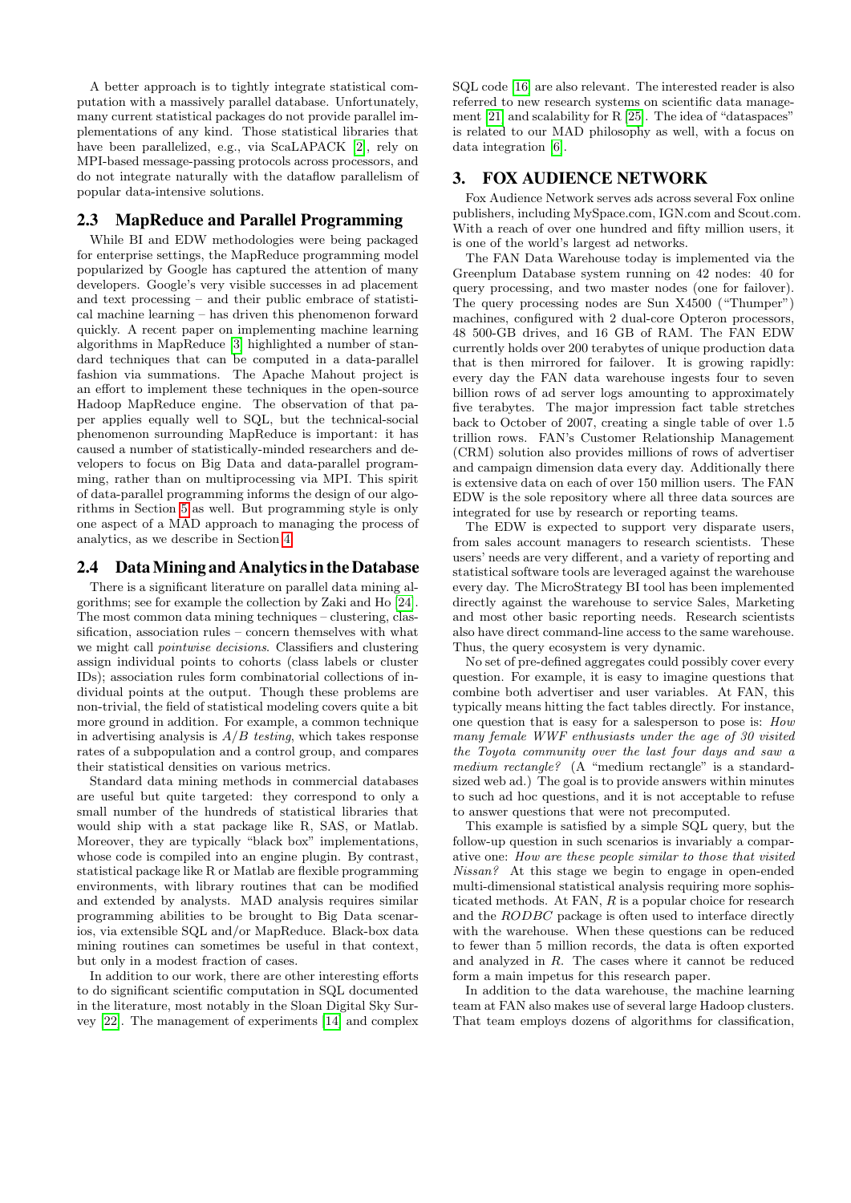A better approach is to tightly integrate statistical computation with a massively parallel database. Unfortunately, many current statistical packages do not provide parallel implementations of any kind. Those statistical libraries that have been parallelized, e.g., via ScaLAPACK [2], rely on MPI-based message-passing protocols across processors, and do not integrate naturally with the dataflow parallelism of popular data-intensive solutions.

## 2.3 MapReduce and Parallel Programming

While BI and EDW methodologies were being packaged for enterprise settings, the MapReduce programming model popularized by Google has captured the attention of many developers. Google's very visible successes in ad placement and text processing – and their public embrace of statistical machine learning – has driven this phenomenon forward quickly. A recent paper on implementing machine learning algorithms in MapReduce [3] highlighted a number of standard techniques that can be computed in a data-parallel fashion via summations. The Apache Mahout project is an effort to implement these techniques in the open-source Hadoop MapReduce engine. The observation of that paper applies equally well to SQL, but the technical-social phenomenon surrounding MapReduce is important: it has caused a number of statistically-minded researchers and developers to focus on Big Data and data-parallel programming, rather than on multiprocessing via MPI. This spirit of data-parallel programming informs the design of our algorithms in Section 5 as well. But programming style is only one aspect of a MAD approach to managing the process of analytics, as we describe in Section 4.

## 2.4 Data Mining and Analytics in the Database

There is a significant literature on parallel data mining algorithms; see for example the collection by Zaki and Ho [24]. The most common data mining techniques – clustering, classification, association rules – concern themselves with what we might call *pointwise decisions*. Classifiers and clustering assign individual points to cohorts (class labels or cluster IDs); association rules form combinatorial collections of individual points at the output. Though these problems are non-trivial, the field of statistical modeling covers quite a bit more ground in addition. For example, a common technique in advertising analysis is *A/B testing*, which takes response rates of a subpopulation and a control group, and compares their statistical densities on various metrics.

Standard data mining methods in commercial databases are useful but quite targeted: they correspond to only a small number of the hundreds of statistical libraries that would ship with a stat package like R, SAS, or Matlab. Moreover, they are typically "black box" implementations, whose code is compiled into an engine plugin. By contrast, statistical package like R or Matlab are flexible programming environments, with library routines that can be modified and extended by analysts. MAD analysis requires similar programming abilities to be brought to Big Data scenarios, via extensible SQL and/or MapReduce. Black-box data mining routines can sometimes be useful in that context, but only in a modest fraction of cases.

In addition to our work, there are other interesting efforts to do significant scientific computation in SQL documented in the literature, most notably in the Sloan Digital Sky Survey [22]. The management of experiments [14] and complex SQL code [16] are also relevant. The interested reader is also referred to new research systems on scientific data management [21] and scalability for R [25]. The idea of "dataspaces" is related to our MAD philosophy as well, with a focus on data integration [6].

# 3. FOX AUDIENCE NETWORK

Fox Audience Network serves ads across several Fox online publishers, including MySpace.com, IGN.com and Scout.com. With a reach of over one hundred and fifty million users, it is one of the world's largest ad networks.

The FAN Data Warehouse today is implemented via the Greenplum Database system running on 42 nodes: 40 for query processing, and two master nodes (one for failover). The query processing nodes are Sun X4500 ("Thumper") machines, configured with 2 dual-core Opteron processors, 48 500-GB drives, and 16 GB of RAM. The FAN EDW currently holds over 200 terabytes of unique production data that is then mirrored for failover. It is growing rapidly: every day the FAN data warehouse ingests four to seven billion rows of ad server logs amounting to approximately five terabytes. The major impression fact table stretches back to October of 2007, creating a single table of over 1.5 trillion rows. FAN's Customer Relationship Management (CRM) solution also provides millions of rows of advertiser and campaign dimension data every day. Additionally there is extensive data on each of over 150 million users. The FAN EDW is the sole repository where all three data sources are integrated for use by research or reporting teams.

The EDW is expected to support very disparate users, from sales account managers to research scientists. These users' needs are very different, and a variety of reporting and statistical software tools are leveraged against the warehouse every day. The MicroStrategy BI tool has been implemented directly against the warehouse to service Sales, Marketing and most other basic reporting needs. Research scientists also have direct command-line access to the same warehouse. Thus, the query ecosystem is very dynamic.

No set of pre-defined aggregates could possibly cover every question. For example, it is easy to imagine questions that combine both advertiser and user variables. At FAN, this typically means hitting the fact tables directly. For instance, one question that is easy for a salesperson to pose is: *How many female WWF enthusiasts under the age of 30 visited the Toyota community over the last four days and saw a medium rectangle?* (A "medium rectangle" is a standard-sized web ad.) The goal is to provide answers within minutes to such ad hoc questions, and it is not acceptable to refuse to answer questions that were not precomputed.

This example is satisfied by a simple SQL query, but the follow-up question in such scenarios is invariably a comparative one: *How are these people similar to those that visited Nissan?* At this stage we begin to engage in open-ended multi-dimensional statistical analysis requiring more sophisticated methods. At FAN, *R* is a popular choice for research and the *RODBC* package is often used to interface directly with the warehouse. When these questions can be reduced to fewer than 5 million records, the data is often exported and analyzed in *R*. The cases where it cannot be reduced form a main impetus for this research paper.

In addition to the data warehouse, the machine learning team at FAN also makes use of several large Hadoop clusters. That team employs dozens of algorithms for classification,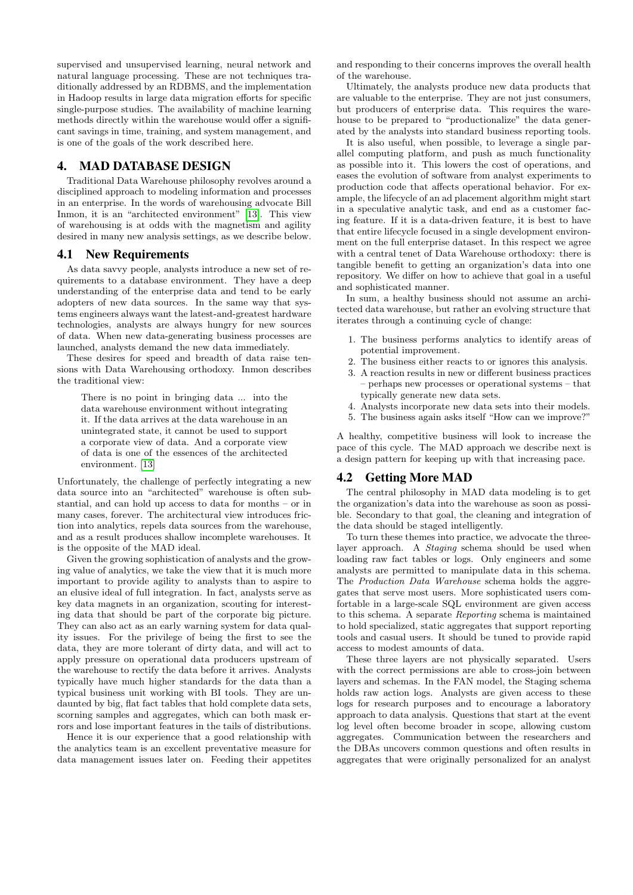supervised and unsupervised learning, neural network and natural language processing. These are not techniques traditionally addressed by an RDBMS, and the implementation in Hadoop results in large data migration efforts for specific single-purpose studies. The availability of machine learning methods directly within the warehouse would offer a significant savings in time, training, and system management, and is one of the goals of the work described here.

## 4. MAD DATABASE DESIGN

Traditional Data Warehouse philosophy revolves around a disciplined approach to modeling information and processes in an enterprise. In the words of warehousing advocate Bill Inmon, it is an "architected environment" [13]. This view of warehousing is at odds with the magnetism and agility desired in many new analysis settings, as we describe below.

### 4.1 New Requirements

As data savvy people, analysts introduce a new set of requirements to a database environment. They have a deep understanding of the enterprise data and tend to be early adopters of new data sources. In the same way that systems engineers always want the latest-and-greatest hardware technologies, analysts are always hungry for new sources of data. When new data-generating business processes are launched, analysts demand the new data immediately.

These desires for speed and breadth of data raise tensions with Data Warehousing orthodoxy. Inmon describes the traditional view:

> There is no point in bringing data ... into the data warehouse environment without integrating it. If the data arrives at the data warehouse in an unintegrated state, it cannot be used to support a corporate view of data. And a corporate view of data is one of the essences of the architected environment. [13]

Unfortunately, the challenge of perfectly integrating a new data source into an "architected" warehouse is often substantial, and can hold up access to data for months – or in many cases, forever. The architectural view introduces friction into analytics, repels data sources from the warehouse, and as a result produces shallow incomplete warehouses. It is the opposite of the MAD ideal.

Given the growing sophistication of analysts and the growing value of analytics, we take the view that it is much more important to provide agility to analysts than to aspire to an elusive ideal of full integration. In fact, analysts serve as key data magnets in an organization, scouting for interesting data that should be part of the corporate big picture. They can also act as an early warning system for data quality issues. For the privilege of being the first to see the data, they are more tolerant of dirty data, and will act to apply pressure on operational data producers upstream of the warehouse to rectify the data before it arrives. Analysts typically have much higher standards for the data than a typical business unit working with BI tools. They are undaunted by big, flat fact tables that hold complete data sets, scorning samples and aggregates, which can both mask errors and lose important features in the tails of distributions.

Hence it is our experience that a good relationship with the analytics team is an excellent preventative measure for data management issues later on. Feeding their appetites and responding to their concerns improves the overall health of the warehouse.

Ultimately, the analysts produce new data products that are valuable to the enterprise. They are not just consumers, but producers of enterprise data. This requires the warehouse to be prepared to "productionalize" the data generated by the analysts into standard business reporting tools.

It is also useful, when possible, to leverage a single parallel computing platform, and push as much functionality as possible into it. This lowers the cost of operations, and eases the evolution of software from analyst experiments to production code that affects operational behavior. For example, the lifecycle of an ad placement algorithm might start in a speculative analytic task, and end as a customer facing feature. If it is a data-driven feature, it is best to have that entire lifecycle focused in a single development environment on the full enterprise dataset. In this respect we agree with a central tenet of Data Warehouse orthodoxy: there is tangible benefit to getting an organization's data into one repository. We differ on how to achieve that goal in a useful and sophisticated manner.

In sum, a healthy business should not assume an architected data warehouse, but rather an evolving structure that iterates through a continuing cycle of change:

1. The business performs analytics to identify areas of potential improvement.
2. The business either reacts to or ignores this analysis.
3. A reaction results in new or different business practices – perhaps new processes or operational systems – that typically generate new data sets.
4. Analysts incorporate new data sets into their models.
5. The business again asks itself "How can we improve?"

A healthy, competitive business will look to increase the pace of this cycle. The MAD approach we describe next is a design pattern for keeping up with that increasing pace.

### 4.2 Getting More MAD

The central philosophy in MAD data modeling is to get the organization's data into the warehouse as soon as possible. Secondary to that goal, the cleaning and integration of the data should be staged intelligently.

To turn these themes into practice, we advocate the three-layer approach. A *Staging* schema should be used when loading raw fact tables or logs. Only engineers and some analysts are permitted to manipulate data in this schema. The *Production Data Warehouse* schema holds the aggregates that serve most users. More sophisticated users comfortable in a large-scale SQL environment are given access to this schema. A separate *Reporting* schema is maintained to hold specialized, static aggregates that support reporting tools and casual users. It should be tuned to provide rapid access to modest amounts of data.

These three layers are not physically separated. Users with the correct permissions are able to cross-join between layers and schemas. In the FAN model, the Staging schema holds raw action logs. Analysts are given access to these logs for research purposes and to encourage a laboratory approach to data analysis. Questions that start at the event log level often become broader in scope, allowing custom aggregates. Communication between the researchers and the DBAs uncovers common questions and often results in aggregates that were originally personalized for an analyst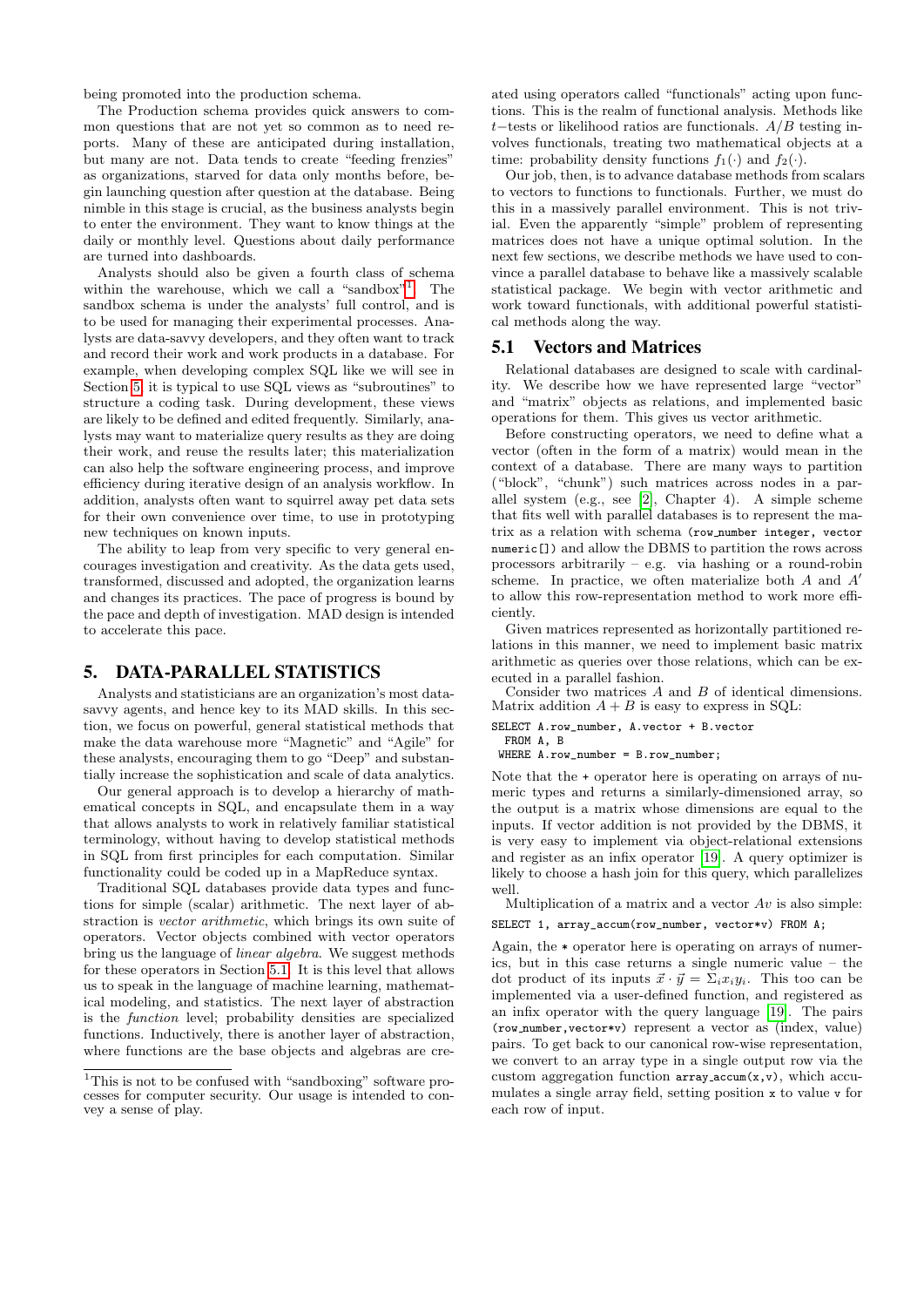being promoted into the production schema.

The Production schema provides quick answers to common questions that are not yet so common as to need reports. Many of these are anticipated during installation, but many are not. Data tends to create "feeding frenzies" as organizations, starved for data only months before, begin launching question after question at the database. Being nimble in this stage is crucial, as the business analysts begin to enter the environment. They want to know things at the daily or monthly level. Questions about daily performance are turned into dashboards.

Analysts should also be given a fourth class of schema within the warehouse, which we call a "sandbox"[1]. The sandbox schema is under the analysts' full control, and is to be used for managing their experimental processes. Analysts are data-savvy developers, and they often want to track and record their work and work products in a database. For example, when developing complex SQL like we will see in Section 5, it is typical to use SQL views as "subroutines" to structure a coding task. During development, these views are likely to be defined and edited frequently. Similarly, analysts may want to materialize query results as they are doing their work, and reuse the results later; this materialization can also help the software engineering process, and improve efficiency during iterative design of an analysis workflow. In addition, analysts often want to squirrel away pet data sets for their own convenience over time, to use in prototyping new techniques on known inputs.

The ability to leap from very specific to very general encourages investigation and creativity. As the data gets used, transformed, discussed and adopted, the organization learns and changes its practices. The pace of progress is bound by the pace and depth of investigation. MAD design is intended to accelerate this pace.

[1] This is not to be confused with "sandboxing" software processes for computer security. Our usage is intended to convey a sense of play.

## 5. DATA-PARALLEL STATISTICS

Analysts and statisticians are an organization's most data-savvy agents, and hence key to its MAD skills. In this section, we focus on powerful, general statistical methods that make the data warehouse more "Magnetic" and "Agile" for these analysts, encouraging them to go "Deep" and substantially increase the sophistication and scale of data analytics.

Our general approach is to develop a hierarchy of mathematical concepts in SQL, and encapsulate them in a way that allows analysts to work in relatively familiar statistical terminology, without having to develop statistical methods in SQL from first principles for each computation. Similar functionality could be coded up in a MapReduce syntax.

Traditional SQL databases provide data types and functions for simple (scalar) arithmetic. The next layer of abstraction is *vector arithmetic*, which brings its own suite of operators. Vector objects combined with vector operators bring us the language of *linear algebra*. We suggest methods for these operators in Section 5.1. It is this level that allows us to speak in the language of machine learning, mathematical modeling, and statistics. The next layer of abstraction is the *function* level; probability densities are specialized functions. Inductively, there is another layer of abstraction, where functions are the base objects and algebras are created using operators called "functionals" acting upon functions. This is the realm of functional analysis. Methods like $t$−tests or likelihood ratios are functionals. $A/B$ testing involves functionals, treating two mathematical objects at a time: probability density functions $f_1(\cdot)$ and $f_2(\cdot)$.

Our job, then, is to advance database methods from scalars to vectors to functions to functionals. Further, we must do this in a massively parallel environment. This is not trivial. Even the apparently "simple" problem of representing matrices does not have a unique optimal solution. In the next few sections, we describe methods we have used to convince a parallel database to behave like a massively scalable statistical package. We begin with vector arithmetic and work toward functionals, with additional powerful statistical methods along the way.

### 5.1 Vectors and Matrices

Relational databases are designed to scale with cardinality. We describe how we have represented large "vector" and "matrix" objects as relations, and implemented basic operations for them. This gives us vector arithmetic.

Before constructing operators, we need to define what a vector (often in the form of a matrix) would mean in the context of a database. There are many ways to partition ("block", "chunk") such matrices across nodes in a parallel system (e.g., see [2], Chapter 4). A simple scheme that fits well with parallel databases is to represent the matrix as a relation with schema `(row_number integer, vector numeric[])` and allow the DBMS to partition the rows across processors arbitrarily – e.g. via hashing or a round-robin scheme. In practice, we often materialize both $A$ and $A'$ to allow this row-representation method to work more efficiently.

Given matrices represented as horizontally partitioned relations in this manner, we need to implement basic matrix arithmetic as queries over those relations, which can be executed in a parallel fashion.

Consider two matrices $A$ and $B$ of identical dimensions. Matrix addition $A + B$ is easy to express in SQL:

```
SELECT A.row_number, A.vector + B.vector
  FROM A, B
 WHERE A.row_number = B.row_number;
```

Note that the `+` operator here is operating on arrays of numeric types and returns a similarly-dimensioned array, so the output is a matrix whose dimensions are equal to the inputs. If vector addition is not provided by the DBMS, it is very easy to implement via object-relational extensions and register as an infix operator [19]. A query optimizer is likely to choose a hash join for this query, which parallelizes well.

Multiplication of a matrix and a vector $Av$ is also simple:

```
SELECT 1, array_accum(row_number, vector*v) FROM A;
```

Again, the `*` operator here is operating on arrays of numerics, but in this case returns a single numeric value – the dot product of its inputs $\vec{x} \cdot \vec{y} = \Sigma_i x_i y_i$. This too can be implemented via a user-defined function, and registered as an infix operator with the query language [19]. The pairs `(row_number,vector*v)` represent a vector as (index, value) pairs. To get back to our canonical row-wise representation, we convert to an array type in a single output row via the custom aggregation function `array_accum(x,v)`, which accumulates a single array field, setting position `x` to value `v` for each row of input.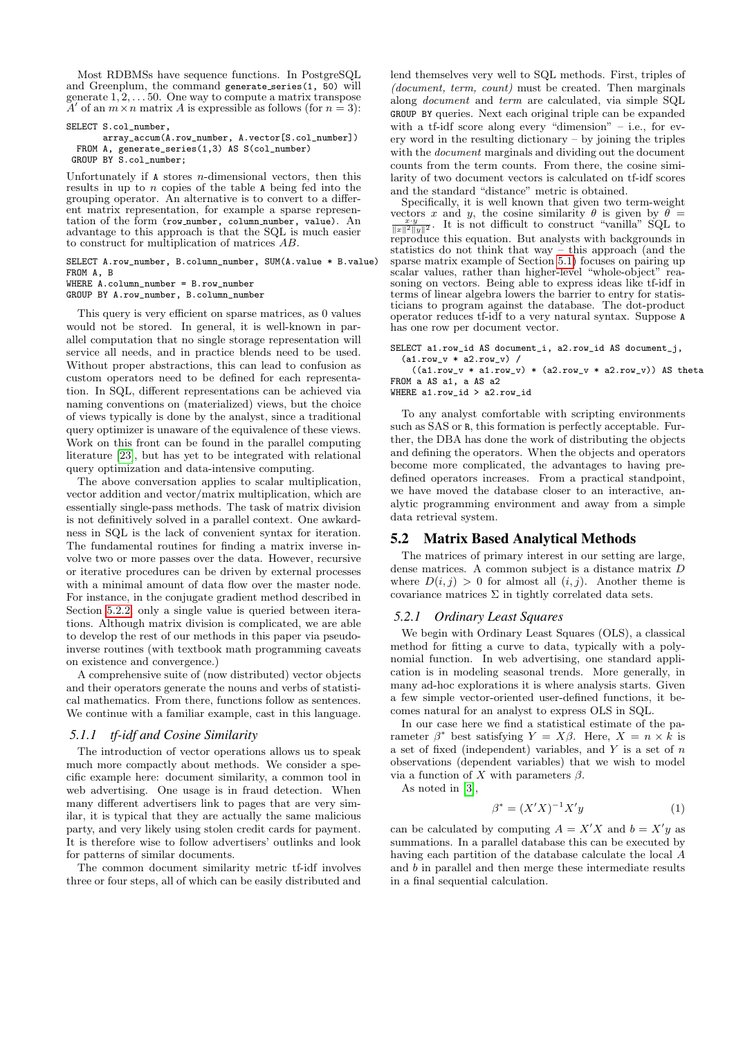Most RDBMSs have sequence functions. In PostgreSQL and Greenplum, the command `generate_series(1, 50)` will generate $1, 2, \ldots 50$. One way to compute a matrix transpose $A'$ of an $m \times n$ matrix $A$ is expressible as follows (for $n = 3$):

```
SELECT S.col_number,
       array_accum(A.row_number, A.vector[S.col_number])
  FROM A, generate_series(1,3) AS S(col_number)
 GROUP BY S.col_number;
```

Unfortunately if `A` stores $n$-dimensional vectors, then this results in up to $n$ copies of the table `A` being fed into the grouping operator. An alternative is to convert to a different matrix representation, for example a sparse representation of the form `(row_number, column_number, value)`. An advantage to this approach is that the SQL is much easier to construct for multiplication of matrices $AB$.

```
SELECT A.row_number, B.column_number, SUM(A.value * B.value)
FROM A, B
WHERE A.column_number = B.row_number
GROUP BY A.row_number, B.column_number
```

This query is very efficient on sparse matrices, as 0 values would not be stored. In general, it is well-known in parallel computation that no single storage representation will service all needs, and in practice blends need to be used. Without proper abstractions, this can lead to confusion as custom operators need to be defined for each representation. In SQL, different representations can be achieved via naming conventions on (materialized) views, but the choice of views typically is done by the analyst, since a traditional query optimizer is unaware of the equivalence of these views. Work on this front can be found in the parallel computing literature [23], but has yet to be integrated with relational query optimization and data-intensive computing.

The above conversation applies to scalar multiplication, vector addition and vector/matrix multiplication, which are essentially single-pass methods. The task of matrix division is not definitively solved in a parallel context. One awkwardness in SQL is the lack of convenient syntax for iteration. The fundamental routines for finding a matrix inverse involve two or more passes over the data. However, recursive or iterative procedures can be driven by external processes with a minimal amount of data flow over the master node. For instance, in the conjugate gradient method described in Section 5.2.2, only a single value is queried between iterations. Although matrix division is complicated, we are able to develop the rest of our methods in this paper via pseudoinverse routines (with textbook math programming caveats on existence and convergence.)

A comprehensive suite of (now distributed) vector objects and their operators generate the nouns and verbs of statistical mathematics. From there, functions follow as sentences. We continue with a familiar example, cast in this language.

#### 5.1.1 tf-idf and Cosine Similarity

The introduction of vector operations allows us to speak much more compactly about methods. We consider a specific example here: document similarity, a common tool in web advertising. One usage is in fraud detection. When many different advertisers link to pages that are very similar, it is typical that they are actually the same malicious party, and very likely using stolen credit cards for payment. It is therefore wise to follow advertisers' outlinks and look for patterns of similar documents.

The common document similarity metric tf-idf involves three or four steps, all of which can be easily distributed and lend themselves very well to SQL methods. First, triples of *(document, term, count)* must be created. Then marginals along *document* and *term* are calculated, via simple SQL `GROUP BY` queries. Next each original triple can be expanded with a tf-idf score along every "dimension" – i.e., for every word in the resulting dictionary – by joining the triples with the *document* marginals and dividing out the document counts from the term counts. From there, the cosine similarity of two document vectors is calculated on tf-idf scores and the standard "distance" metric is obtained.

Specifically, it is well known that given two term-weight vectors $x$ and $y$, the cosine similarity $\theta$ is given by $\theta = \frac{x \cdot y}{\|x\|^2 \|y\|^2}$. It is not difficult to construct "vanilla" SQL to reproduce this equation. But analysts with backgrounds in statistics do not think that way – this approach (and the sparse matrix example of Section 5.1) focuses on pairing up scalar values, rather than higher-level "whole-object" reasoning on vectors. Being able to express ideas like tf-idf in terms of linear algebra lowers the barrier to entry for statisticians to program against the database. The dot-product operator reduces tf-idf to a very natural syntax. Suppose `A` has one row per document vector.

```
SELECT a1.row_id AS document_i, a2.row_id AS document_j,
  (a1.row_v * a2.row_v) /
    ((a1.row_v * a1.row_v) * (a2.row_v * a2.row_v)) AS theta
FROM A AS a1, A AS a2
WHERE a1.row_id > a2.row_id
```

To any analyst comfortable with scripting environments such as SAS or R, this formation is perfectly acceptable. Further, the DBA has done the work of distributing the objects and defining the operators. When the objects and operators become more complicated, the advantages to having predefined operators increases. From a practical standpoint, we have moved the database closer to an interactive, analytic programming environment and away from a simple data retrieval system.

### 5.2 Matrix Based Analytical Methods

The matrices of primary interest in our setting are large, dense matrices. A common subject is a distance matrix $D$ where $D(i, j) > 0$ for almost all $(i, j)$. Another theme is covariance matrices $\Sigma$ in tightly correlated data sets.

#### 5.2.1 Ordinary Least Squares

We begin with Ordinary Least Squares (OLS), a classical method for fitting a curve to data, typically with a polynomial function. In web advertising, one standard application is in modeling seasonal trends. More generally, in many ad-hoc explorations it is where analysis starts. Given a few simple vector-oriented user-defined functions, it becomes natural for an analyst to express OLS in SQL.

In our case here we find a statistical estimate of the parameter $\beta^*$ best satisfying $Y = X\beta$. Here, $X = n \times k$ is a set of fixed (independent) variables, and $Y$ is a set of $n$ observations (dependent variables) that we wish to model via a function of $X$ with parameters $\beta$.

As noted in [3],

$$\beta^* = (X'X)^{-1}X'y \tag{1}$$

can be calculated by computing $A = X'X$ and $b = X'y$ as summations. In a parallel database this can be executed by having each partition of the database calculate the local $A$ and $b$ in parallel and then merge these intermediate results in a final sequential calculation.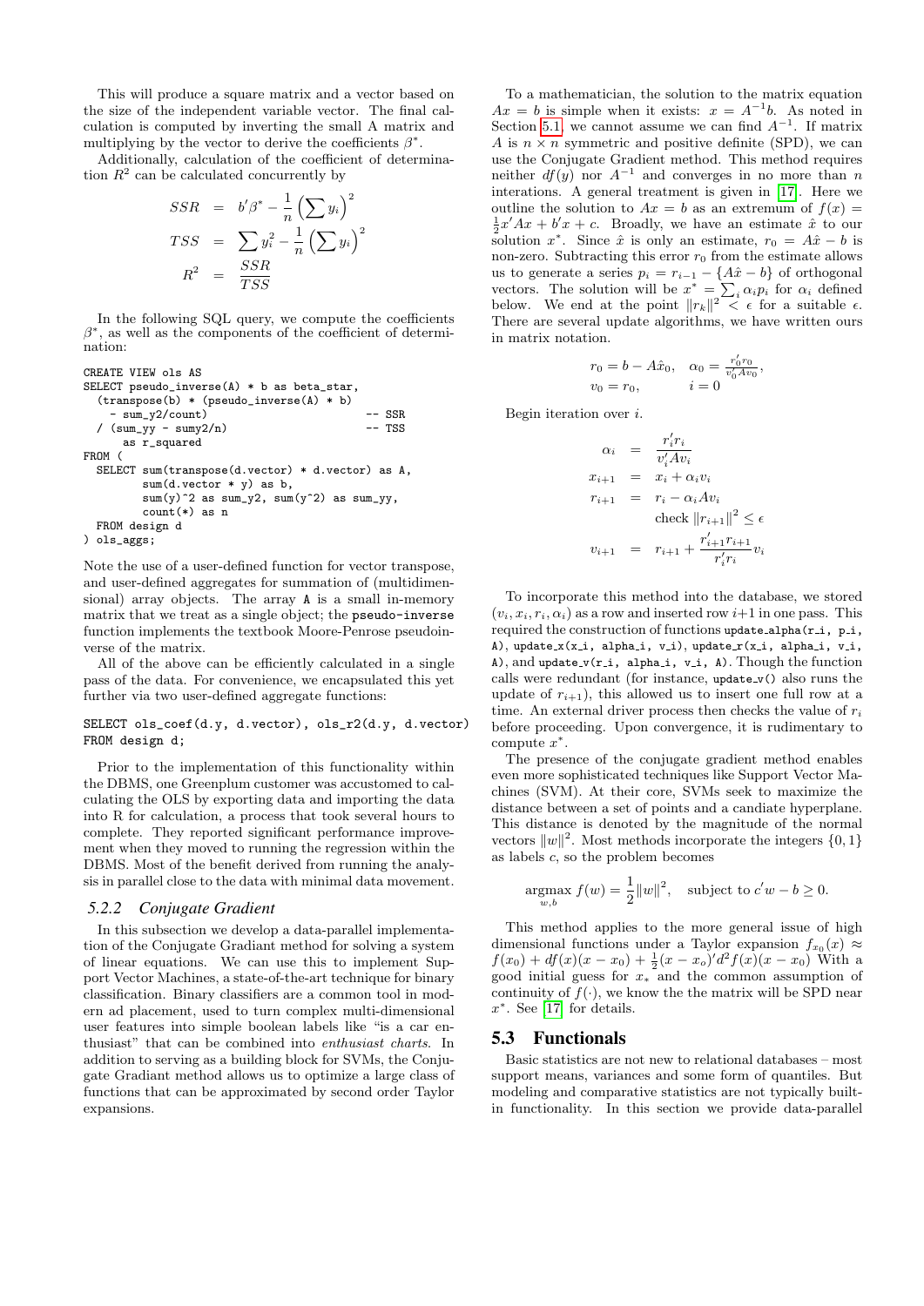This will produce a square matrix and a vector based on the size of the independent variable vector. The final calculation is computed by inverting the small A matrix and multiplying by the vector to derive the coefficients $\beta^*$.

Additionally, calculation of the coefficient of determination $R^2$ can be calculated concurrently by

$$
\begin{aligned}
SSR &= b'\beta^* - \frac{1}{n}\left(\sum y_i\right)^2 \\
TSS &= \sum y_i^2 - \frac{1}{n}\left(\sum y_i\right)^2 \\
R^2 &= \frac{SSR}{TSS}
\end{aligned}
$$

In the following SQL query, we compute the coefficients $\beta^*$, as well as the components of the coefficient of determination:

```
CREATE VIEW ols AS
SELECT pseudo_inverse(A) * b as beta_star,
  (transpose(b) * (pseudo_inverse(A) * b)
    - sum_y2/count)                          -- SSR
  / (sum_yy - sumy2/n)                       -- TSS
      as r_squared
FROM (
  SELECT sum(transpose(d.vector) * d.vector) as A,
         sum(d.vector * y) as b,
         sum(y)^2 as sum_y2, sum(y^2) as sum_yy,
         count(*) as n
  FROM design d
) ols_aggs;
```

Note the use of a user-defined function for vector transpose, and user-defined aggregates for summation of (multidimensional) array objects. The array A is a small in-memory matrix that we treat as a single object; the `pseudo-inverse` function implements the textbook Moore-Penrose pseudoinverse of the matrix.

All of the above can be efficiently calculated in a single pass of the data. For convenience, we encapsulated this yet further via two user-defined aggregate functions:

```
SELECT ols_coef(d.y, d.vector), ols_r2(d.y, d.vector)
FROM design d;
```

Prior to the implementation of this functionality within the DBMS, one Greenplum customer was accustomed to calculating the OLS by exporting data and importing the data into R for calculation, a process that took several hours to complete. They reported significant performance improvement when they moved to running the regression within the DBMS. Most of the benefit derived from running the analysis in parallel close to the data with minimal data movement.

### 5.2.2 Conjugate Gradient

In this subsection we develop a data-parallel implementation of the Conjugate Gradiant method for solving a system of linear equations. We can use this to implement Support Vector Machines, a state-of-the-art technique for binary classification. Binary classifiers are a common tool in modern ad placement, used to turn complex multi-dimensional user features into simple boolean labels like "is a car enthusiast" that can be combined into *enthusiast charts*. In addition to serving as a building block for SVMs, the Conjugate Gradiant method allows us to optimize a large class of functions that can be approximated by second order Taylor expansions.

To a mathematician, the solution to the matrix equation $Ax = b$ is simple when it exists: $x = A^{-1}b$. As noted in Section 5.1, we cannot assume we can find $A^{-1}$. If matrix $A$ is $n \times n$ symmetric and positive definite (SPD), we can use the Conjugate Gradient method. This method requires neither $df(y)$ nor $A^{-1}$ and converges in no more than $n$ interations. A general treatment is given in [17]. Here we outline the solution to $Ax = b$ as an extremum of $f(x) = \frac{1}{2}x'Ax + b'x + c$. Broadly, we have an estimate $\hat{x}$ to our solution $x^*$. Since $\hat{x}$ is only an estimate, $r_0 = A\hat{x} - b$ is non-zero. Subtracting this error $r_0$ from the estimate allows us to generate a series $p_i = r_{i-1} - \{A\hat{x} - b\}$ of orthogonal vectors. The solution will be $x^* = \sum_i \alpha_i p_i$ for $\alpha_i$ defined below. We end at the point $\|r_k\|^2 < \epsilon$ for a suitable $\epsilon$. There are several update algorithms, we have written ours in matrix notation.

$$
r_0 = b - A\hat{x}_0, \quad \alpha_0 = \frac{r_0' r_0}{v_0' A v_0}, \qquad v_0 = r_0, \quad i = 0
$$

Begin iteration over $i$.

$$
\begin{aligned}
\alpha_i &= \frac{r_i' r_i}{v_i' A v_i} \\
x_{i+1} &= x_i + \alpha_i v_i \\
r_{i+1} &= r_i - \alpha_i A v_i \\
& \quad \text{check } \|r_{i+1}\|^2 \leq \epsilon \\
v_{i+1} &= r_{i+1} + \frac{r_{i+1}' r_{i+1}}{r_i' r_i} v_i
\end{aligned}
$$

To incorporate this method into the database, we stored $(v_i, x_i, r_i, \alpha_i)$ as a row and inserted row $i+1$ in one pass. This required the construction of functions `update_alpha(r_i, p_i, A)`, `update_x(x_i, alpha_i, v_i)`, `update_r(x_i, alpha_i, v_i, A)`, and `update_v(r_i, alpha_i, v_i, A)`. Though the function calls were redundant (for instance, `update_v()` also runs the update of $r_{i+1}$), this allowed us to insert one full row at a time. An external driver process then checks the value of $r_i$ before proceeding. Upon convergence, it is rudimentary to compute $x^*$.

The presence of the conjugate gradient method enables even more sophisticated techniques like Support Vector Machines (SVM). At their core, SVMs seek to maximize the distance between a set of points and a candiate hyperplane. This distance is denoted by the magnitude of the normal vectors $\|w\|^2$. Most methods incorporate the integers $\{0, 1\}$ as labels $c$, so the problem becomes

$$
\underset{w,b}{\operatorname{argmax}}\ f(w) = \frac{1}{2}\|w\|^2, \quad \text{subject to } c'w - b \geq 0.
$$

This method applies to the more general issue of high dimensional functions under a Taylor expansion $f_{x_0}(x) \approx f(x_0) + df(x)(x - x_0) + \frac{1}{2}(x - x_o)'d^2 f(x)(x - x_0)$ With a good initial guess for $x_*$ and the common assumption of continuity of $f(\cdot)$, we know the the matrix will be SPD near $x^*$. See [17] for details.

## 5.3 Functionals

Basic statistics are not new to relational databases – most support means, variances and some form of quantiles. But modeling and comparative statistics are not typically built-in functionality. In this section we provide data-parallel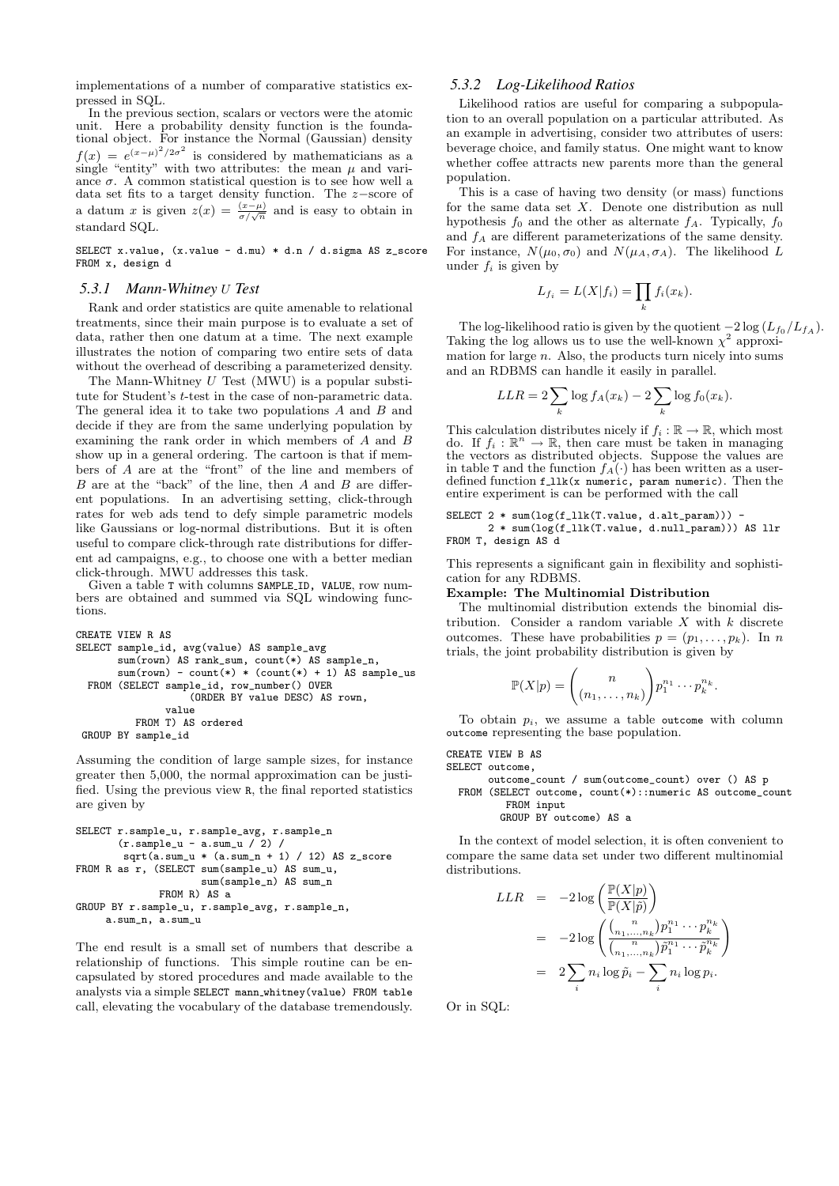implementations of a number of comparative statistics expressed in SQL.

In the previous section, scalars or vectors were the atomic unit. Here a probability density function is the foundational object. For instance the Normal (Gaussian) density $f(x) = e^{(x-\mu)^2/2\sigma^2}$ is considered by mathematicians as a single "entity" with two attributes: the mean $\mu$ and variance $\sigma$. A common statistical question is to see how well a data set fits to a target density function. The $z-$score of a datum $x$ is given $z(x) = \frac{(x-\mu)}{\sigma/\sqrt{n}}$ and is easy to obtain in standard SQL.

```
SELECT x.value, (x.value - d.mu) * d.n / d.sigma AS z_score
FROM x, design d
```

### 5.3.1 Mann-Whitney $U$ Test

Rank and order statistics are quite amenable to relational treatments, since their main purpose is to evaluate a set of data, rather then one datum at a time. The next example illustrates the notion of comparing two entire sets of data without the overhead of describing a parameterized density.

The Mann-Whitney $U$ Test (MWU) is a popular substitute for Student's $t$-test in the case of non-parametric data. The general idea it to take two populations $A$ and $B$ and decide if they are from the same underlying population by examining the rank order in which members of $A$ and $B$ show up in a general ordering. The cartoon is that if members of $A$ are at the "front" of the line and members of $B$ are at the "back" of the line, then $A$ and $B$ are different populations. In an advertising setting, click-through rates for web ads tend to defy simple parametric models like Gaussians or log-normal distributions. But it is often useful to compare click-through rate distributions for different ad campaigns, e.g., to choose one with a better median click-through. MWU addresses this task.

Given a table T with columns SAMPLE_ID, VALUE, row numbers are obtained and summed via SQL windowing functions.

```
CREATE VIEW R AS
SELECT sample_id, avg(value) AS sample_avg
       sum(rown) AS rank_sum, count(*) AS sample_n,
       sum(rown) - count(*) * (count(*) + 1) AS sample_us
  FROM (SELECT sample_id, row_number() OVER
                 (ORDER BY value DESC) AS rown,
             value
        FROM T) AS ordered
 GROUP BY sample_id
```

Assuming the condition of large sample sizes, for instance greater then 5,000, the normal approximation can be justified. Using the previous view R, the final reported statistics are given by

```
SELECT r.sample_u, r.sample_avg, r.sample_n
       (r.sample_u - a.sum_u / 2) /
        sqrt(a.sum_u * (a.sum_n + 1) / 12) AS z_score
FROM R as r, (SELECT sum(sample_u) AS sum_u,
                     sum(sample_n) AS sum_n
              FROM R) AS a
GROUP BY r.sample_u, r.sample_avg, r.sample_n,
     a.sum_n, a.sum_u
```

The end result is a small set of numbers that describe a relationship of functions. This simple routine can be encapsulated by stored procedures and made available to the analysts via a simple `SELECT mann_whitney(value) FROM table` call, elevating the vocabulary of the database tremendously.

### 5.3.2 Log-Likelihood Ratios

Likelihood ratios are useful for comparing a subpopulation to an overall population on a particular attributed. As an example in advertising, consider two attributes of users: beverage choice, and family status. One might want to know whether coffee attracts new parents more than the general population.

This is a case of having two density (or mass) functions for the same data set $X$. Denote one distribution as null hypothesis $f_0$ and the other as alternate $f_A$. Typically, $f_0$ and $f_A$ are different parameterizations of the same density. For instance, $N(\mu_0, \sigma_0)$ and $N(\mu_A, \sigma_A)$. The likelihood $L$ under $f_i$ is given by

$$L_{f_i} = L(X|f_i) = \prod_k f_i(x_k).$$

The log-likelihood ratio is given by the quotient $-2\log(L_{f_0}/L_{f_A})$. Taking the log allows us to use the well-known $\chi^2$ approximation for large $n$. Also, the products turn nicely into sums and an RDBMS can handle it easily in parallel.

$$LLR = 2\sum_k \log f_A(x_k) - 2\sum_k \log f_0(x_k).$$

This calculation distributes nicely if $f_i : \mathbb{R} \to \mathbb{R}$, which most do. If $f_i : \mathbb{R}^n \to \mathbb{R}$, then care must be taken in managing the vectors as distributed objects. Suppose the values are in table T and the function $f_A(\cdot)$ has been written as a user-defined function `f_llk(x numeric, param numeric)`. Then the entire experiment is can be performed with the call

```
SELECT 2 * sum(log(f_llk(T.value, d.alt_param))) -
       2 * sum(log(f_llk(T.value, d.null_param))) AS llr
FROM T, design AS d
```

This represents a significant gain in flexibility and sophistication for any RDBMS.

**Example: The Multinomial Distribution**

The multinomial distribution extends the binomial distribution. Consider a random variable $X$ with $k$ discrete outcomes. These have probabilities $p = (p_1, \ldots, p_k)$. In $n$ trials, the joint probability distribution is given by

$$\mathbb{P}(X|p) = \binom{n}{(n_1, \ldots, n_k)} p_1^{n_1} \cdots p_k^{n_k}.$$

To obtain $p_i$, we assume a table `outcome` with column `outcome` representing the base population.

```
CREATE VIEW B AS
SELECT outcome,
       outcome_count / sum(outcome_count) over () AS p
  FROM (SELECT outcome, count(*)::numeric AS outcome_count
          FROM input
         GROUP BY outcome) AS a
```

In the context of model selection, it is often convenient to compare the same data set under two different multinomial distributions.

$$\begin{aligned}
LLR &= -2\log\left(\frac{\mathbb{P}(X|p)}{\mathbb{P}(X|\tilde{p})}\right) \\
&= -2\log\left(\frac{\binom{n}{n_1,\ldots,n_k} p_1^{n_1} \cdots p_k^{n_k}}{\binom{n}{n_1,\ldots,n_k} \tilde{p}_1^{n_1} \cdots \tilde{p}_k^{n_k}}\right) \\
&= 2\sum_i n_i \log \tilde{p}_i - \sum_i n_i \log p_i.
\end{aligned}$$

Or in SQL: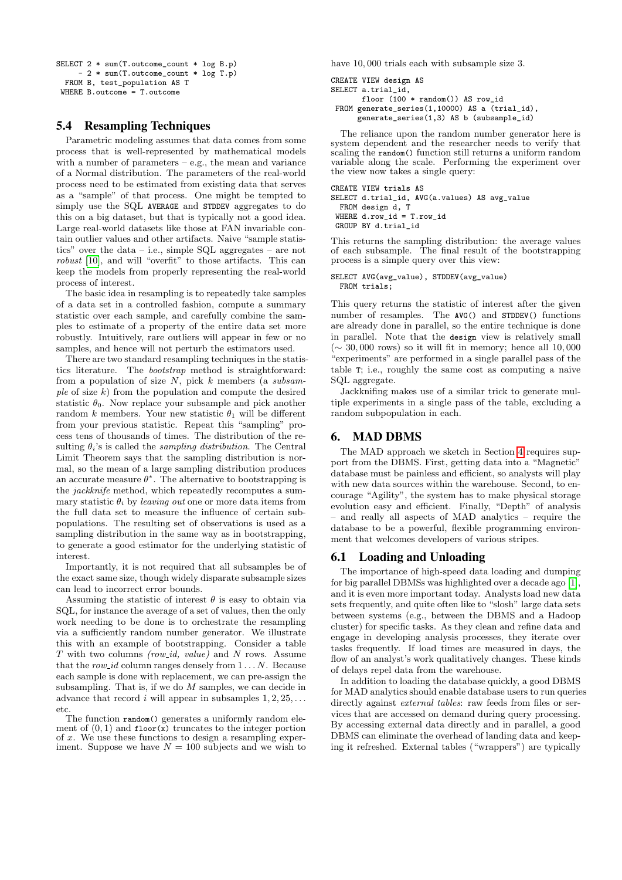```
SELECT 2 * sum(T.outcome_count * log B.p)
     - 2 * sum(T.outcome_count * log T.p)
  FROM B, test_population AS T
 WHERE B.outcome = T.outcome
```

## 5.4 Resampling Techniques

Parametric modeling assumes that data comes from some process that is well-represented by mathematical models with a number of parameters – e.g., the mean and variance of a Normal distribution. The parameters of the real-world process need to be estimated from existing data that serves as a "sample" of that process. One might be tempted to simply use the SQL AVERAGE and STDDEV aggregates to do this on a big dataset, but that is typically not a good idea. Large real-world datasets like those at FAN invariable contain outlier values and other artifacts. Naive "sample statistics" over the data – i.e., simple SQL aggregates – are not *robust* [10], and will "overfit" to those artifacts. This can keep the models from properly representing the real-world process of interest.

The basic idea in resampling is to repeatedly take samples of a data set in a controlled fashion, compute a summary statistic over each sample, and carefully combine the samples to estimate of a property of the entire data set more robustly. Intuitively, rare outliers will appear in few or no samples, and hence will not perturb the estimators used.

There are two standard resampling techniques in the statistics literature. The *bootstrap* method is straightforward: from a population of size $N$, pick $k$ members (a *subsample* of size $k$) from the population and compute the desired statistic $\theta_0$. Now replace your subsample and pick another random $k$ members. Your new statistic $\theta_1$ will be different from your previous statistic. Repeat this "sampling" process tens of thousands of times. The distribution of the resulting $\theta_i$'s is called the *sampling distribution*. The Central Limit Theorem says that the sampling distribution is normal, so the mean of a large sampling distribution produces an accurate measure $\theta^*$. The alternative to bootstrapping is the *jackknife* method, which repeatedly recomputes a summary statistic $\theta_i$ by *leaving out* one or more data items from the full data set to measure the influence of certain subpopulations. The resulting set of observations is used as a sampling distribution in the same way as in bootstrapping, to generate a good estimator for the underlying statistic of interest.

Importantly, it is not required that all subsamples be of the exact same size, though widely disparate subsample sizes can lead to incorrect error bounds.

Assuming the statistic of interest $\theta$ is easy to obtain via SQL, for instance the average of a set of values, then the only work needing to be done is to orchestrate the resampling via a sufficiently random number generator. We illustrate this with an example of bootstrapping. Consider a table $T$ with two columns *(row_id, value)* and $N$ rows. Assume that the *row_id* column ranges densely from $1 \ldots N$. Because each sample is done with replacement, we can pre-assign the subsampling. That is, if we do $M$ samples, we can decide in advance that record $i$ will appear in subsamples $1, 2, 25, \ldots$ etc.

The function `random()` generates a uniformly random element of $(0, 1)$ and `floor(x)` truncates to the integer portion of $x$. We use these functions to design a resampling experiment. Suppose we have $N = 100$ subjects and we wish to have 10,000 trials each with subsample size 3.

```
CREATE VIEW design AS
SELECT a.trial_id,
       floor (100 * random()) AS row_id
 FROM generate_series(1,10000) AS a (trial_id),
      generate_series(1,3) AS b (subsample_id)
```

The reliance upon the random number generator here is system dependent and the researcher needs to verify that scaling the `random()` function still returns a uniform random variable along the scale. Performing the experiment over the view now takes a single query:

```
CREATE VIEW trials AS
SELECT d.trial_id, AVG(a.values) AS avg_value
  FROM design d, T
 WHERE d.row_id = T.row_id
 GROUP BY d.trial_id
```

This returns the sampling distribution: the average values of each subsample. The final result of the bootstrapping process is a simple query over this view:

```
SELECT AVG(avg_value), STDDEV(avg_value)
  FROM trials;
```

This query returns the statistic of interest after the given number of resamples. The `AVG()` and `STDDEV()` functions are already done in parallel, so the entire technique is done in parallel. Note that the `design` view is relatively small ($\sim 30,000$ rows) so it will fit in memory; hence all 10,000 "experiments" are performed in a single parallel pass of the table `T`; i.e., roughly the same cost as computing a naive SQL aggregate.

Jackknifing makes use of a similar trick to generate multiple experiments in a single pass of the table, excluding a random subpopulation in each.

# 6. MAD DBMS

The MAD approach we sketch in Section 4 requires support from the DBMS. First, getting data into a "Magnetic" database must be painless and efficient, so analysts will play with new data sources within the warehouse. Second, to encourage "Agility", the system has to make physical storage evolution easy and efficient. Finally, "Depth" of analysis – and really all aspects of MAD analytics – require the database to be a powerful, flexible programming environment that welcomes developers of various stripes.

## 6.1 Loading and Unloading

The importance of high-speed data loading and dumping for big parallel DBMSs was highlighted over a decade ago [1], and it is even more important today. Analysts load new data sets frequently, and quite often like to "slosh" large data sets between systems (e.g., between the DBMS and a Hadoop cluster) for specific tasks. As they clean and refine data and engage in developing analysis processes, they iterate over tasks frequently. If load times are measured in days, the flow of an analyst's work qualitatively changes. These kinds of delays repel data from the warehouse.

In addition to loading the database quickly, a good DBMS for MAD analytics should enable database users to run queries directly against *external tables*: raw feeds from files or services that are accessed on demand during query processing. By accessing external data directly and in parallel, a good DBMS can eliminate the overhead of landing data and keeping it refreshed. External tables ("wrappers") are typically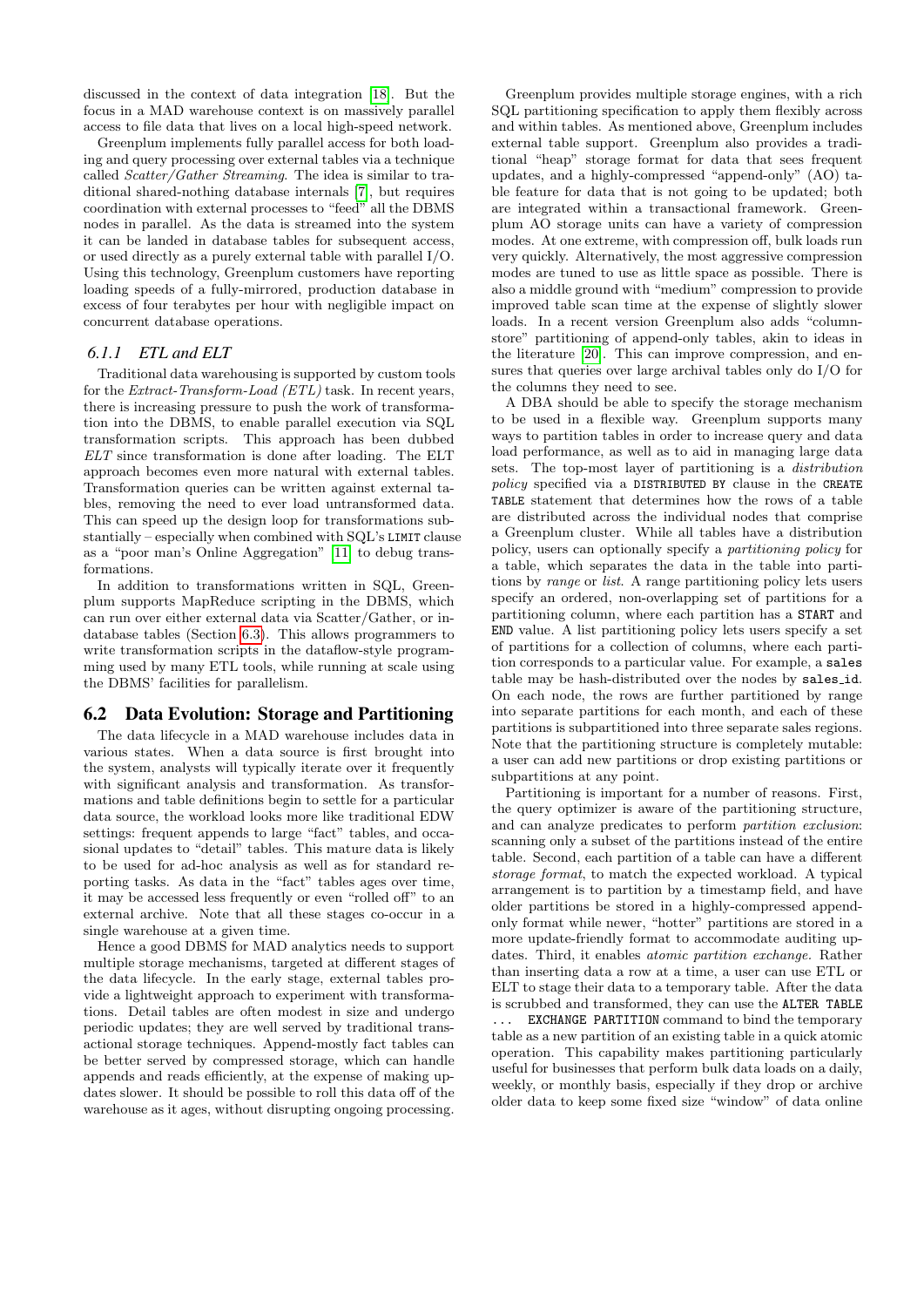discussed in the context of data integration [18]. But the focus in a MAD warehouse context is on massively parallel access to file data that lives on a local high-speed network.

Greenplum implements fully parallel access for both loading and query processing over external tables via a technique called *Scatter/Gather Streaming*. The idea is similar to traditional shared-nothing database internals [7], but requires coordination with external processes to "feed" all the DBMS nodes in parallel. As the data is streamed into the system it can be landed in database tables for subsequent access, or used directly as a purely external table with parallel I/O. Using this technology, Greenplum customers have reporting loading speeds of a fully-mirrored, production database in excess of four terabytes per hour with negligible impact on concurrent database operations.

### 6.1.1 ETL and ELT

Traditional data warehousing is supported by custom tools for the *Extract-Transform-Load (ETL)* task. In recent years, there is increasing pressure to push the work of transformation into the DBMS, to enable parallel execution via SQL transformation scripts. This approach has been dubbed *ELT* since transformation is done after loading. The ELT approach becomes even more natural with external tables. Transformation queries can be written against external tables, removing the need to ever load untransformed data. This can speed up the design loop for transformations substantially – especially when combined with SQL's `LIMIT` clause as a "poor man's Online Aggregation" [11] to debug transformations.

In addition to transformations written in SQL, Greenplum supports MapReduce scripting in the DBMS, which can run over either external data via Scatter/Gather, or in-database tables (Section 6.3). This allows programmers to write transformation scripts in the dataflow-style programming used by many ETL tools, while running at scale using the DBMS' facilities for parallelism.

## 6.2 Data Evolution: Storage and Partitioning

The data lifecycle in a MAD warehouse includes data in various states. When a data source is first brought into the system, analysts will typically iterate over it frequently with significant analysis and transformation. As transformations and table definitions begin to settle for a particular data source, the workload looks more like traditional EDW settings: frequent appends to large "fact" tables, and occasional updates to "detail" tables. This mature data is likely to be used for ad-hoc analysis as well as for standard reporting tasks. As data in the "fact" tables ages over time, it may be accessed less frequently or even "rolled off" to an external archive. Note that all these stages co-occur in a single warehouse at a given time.

Hence a good DBMS for MAD analytics needs to support multiple storage mechanisms, targeted at different stages of the data lifecycle. In the early stage, external tables provide a lightweight approach to experiment with transformations. Detail tables are often modest in size and undergo periodic updates; they are well served by traditional transactional storage techniques. Append-mostly fact tables can be better served by compressed storage, which can handle appends and reads efficiently, at the expense of making updates slower. It should be possible to roll this data off of the warehouse as it ages, without disrupting ongoing processing.

Greenplum provides multiple storage engines, with a rich SQL partitioning specification to apply them flexibly across and within tables. As mentioned above, Greenplum includes external table support. Greenplum also provides a traditional "heap" storage format for data that sees frequent updates, and a highly-compressed "append-only" (AO) table feature for data that is not going to be updated; both are integrated within a transactional framework. Greenplum AO storage units can have a variety of compression modes. At one extreme, with compression off, bulk loads run very quickly. Alternatively, the most aggressive compression modes are tuned to use as little space as possible. There is also a middle ground with "medium" compression to provide improved table scan time at the expense of slightly slower loads. In a recent version Greenplum also adds "column-store" partitioning of append-only tables, akin to ideas in the literature [20]. This can improve compression, and ensures that queries over large archival tables only do I/O for the columns they need to see.

A DBA should be able to specify the storage mechanism to be used in a flexible way. Greenplum supports many ways to partition tables in order to increase query and data load performance, as well as to aid in managing large data sets. The top-most layer of partitioning is a *distribution policy* specified via a `DISTRIBUTED BY` clause in the `CREATE TABLE` statement that determines how the rows of a table are distributed across the individual nodes that comprise a Greenplum cluster. While all tables have a distribution policy, users can optionally specify a *partitioning policy* for a table, which separates the data in the table into partitions by *range* or *list*. A range partitioning policy lets users specify an ordered, non-overlapping set of partitions for a partitioning column, where each partition has a `START` and `END` value. A list partitioning policy lets users specify a set of partitions for a collection of columns, where each partition corresponds to a particular value. For example, a `sales` table may be hash-distributed over the nodes by `sales_id`. On each node, the rows are further partitioned by range into separate partitions for each month, and each of these partitions is subpartitioned into three separate sales regions. Note that the partitioning structure is completely mutable: a user can add new partitions or drop existing partitions or subpartitions at any point.

Partitioning is important for a number of reasons. First, the query optimizer is aware of the partitioning structure, and can analyze predicates to perform *partition exclusion*: scanning only a subset of the partitions instead of the entire table. Second, each partition of a table can have a different *storage format*, to match the expected workload. A typical arrangement is to partition by a timestamp field, and have older partitions be stored in a highly-compressed append-only format while newer, "hotter" partitions are stored in a more update-friendly format to accommodate auditing updates. Third, it enables *atomic partition exchange*. Rather than inserting data a row at a time, a user can use ETL or ELT to stage their data to a temporary table. After the data is scrubbed and transformed, they can use the `ALTER TABLE ... EXCHANGE PARTITION` command to bind the temporary table as a new partition of an existing table in a quick atomic operation. This capability makes partitioning particularly useful for businesses that perform bulk data loads on a daily, weekly, or monthly basis, especially if they drop or archive older data to keep some fixed size "window" of data online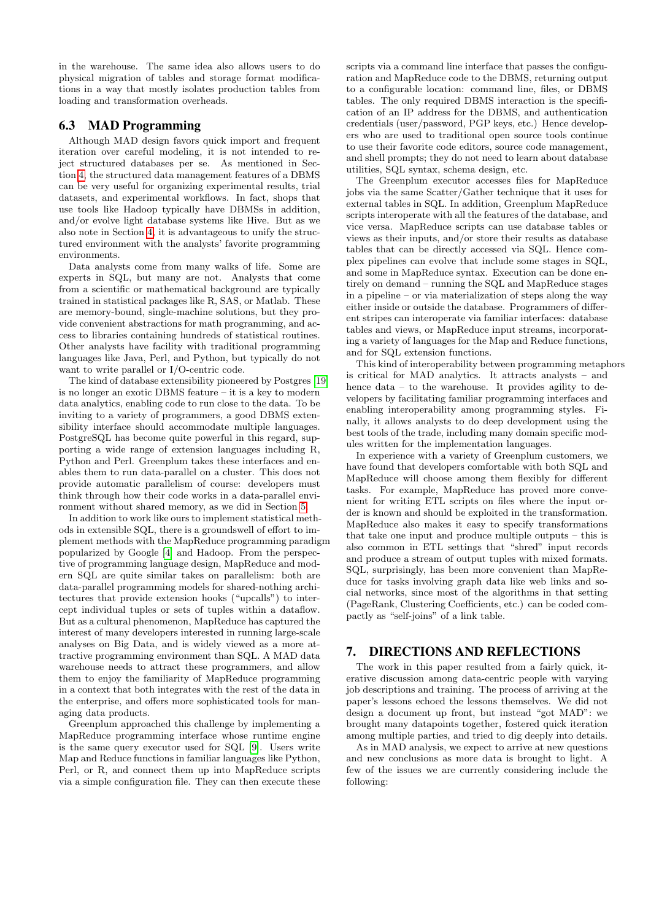in the warehouse. The same idea also allows users to do physical migration of tables and storage format modifications in a way that mostly isolates production tables from loading and transformation overheads.

### 6.3 MAD Programming

Although MAD design favors quick import and frequent iteration over careful modeling, it is not intended to reject structured databases per se. As mentioned in Section 4, the structured data management features of a DBMS can be very useful for organizing experimental results, trial datasets, and experimental workflows. In fact, shops that use tools like Hadoop typically have DBMSs in addition, and/or evolve light database systems like Hive. But as we also note in Section 4, it is advantageous to unify the structured environment with the analysts' favorite programming environments.

Data analysts come from many walks of life. Some are experts in SQL, but many are not. Analysts that come from a scientific or mathematical background are typically trained in statistical packages like R, SAS, or Matlab. These are memory-bound, single-machine solutions, but they provide convenient abstractions for math programming, and access to libraries containing hundreds of statistical routines. Other analysts have facility with traditional programming languages like Java, Perl, and Python, but typically do not want to write parallel or I/O-centric code.

The kind of database extensibility pioneered by Postgres [19] is no longer an exotic DBMS feature – it is a key to modern data analytics, enabling code to run close to the data. To be inviting to a variety of programmers, a good DBMS extensibility interface should accommodate multiple languages. PostgreSQL has become quite powerful in this regard, supporting a wide range of extension languages including R, Python and Perl. Greenplum takes these interfaces and enables them to run data-parallel on a cluster. This does not provide automatic parallelism of course: developers must think through how their code works in a data-parallel environment without shared memory, as we did in Section 5.

In addition to work like ours to implement statistical methods in extensible SQL, there is a groundswell of effort to implement methods with the MapReduce programming paradigm popularized by Google [4] and Hadoop. From the perspective of programming language design, MapReduce and modern SQL are quite similar takes on parallelism: both are data-parallel programming models for shared-nothing architectures that provide extension hooks ("upcalls") to intercept individual tuples or sets of tuples within a dataflow. But as a cultural phenomenon, MapReduce has captured the interest of many developers interested in running large-scale analyses on Big Data, and is widely viewed as a more attractive programming environment than SQL. A MAD data warehouse needs to attract these programmers, and allow them to enjoy the familiarity of MapReduce programming in a context that both integrates with the rest of the data in the enterprise, and offers more sophisticated tools for managing data products.

Greenplum approached this challenge by implementing a MapReduce programming interface whose runtime engine is the same query executor used for SQL [9]. Users write Map and Reduce functions in familiar languages like Python, Perl, or R, and connect them up into MapReduce scripts via a simple configuration file. They can then execute these scripts via a command line interface that passes the configuration and MapReduce code to the DBMS, returning output to a configurable location: command line, files, or DBMS tables. The only required DBMS interaction is the specification of an IP address for the DBMS, and authentication credentials (user/password, PGP keys, etc.) Hence developers who are used to traditional open source tools continue to use their favorite code editors, source code management, and shell prompts; they do not need to learn about database utilities, SQL syntax, schema design, etc.

The Greenplum executor accesses files for MapReduce jobs via the same Scatter/Gather technique that it uses for external tables in SQL. In addition, Greenplum MapReduce scripts interoperate with all the features of the database, and vice versa. MapReduce scripts can use database tables or views as their inputs, and/or store their results as database tables that can be directly accessed via SQL. Hence complex pipelines can evolve that include some stages in SQL, and some in MapReduce syntax. Execution can be done entirely on demand – running the SQL and MapReduce stages in a pipeline – or via materialization of steps along the way either inside or outside the database. Programmers of different stripes can interoperate via familiar interfaces: database tables and views, or MapReduce input streams, incorporating a variety of languages for the Map and Reduce functions, and for SQL extension functions.

This kind of interoperability between programming metaphors is critical for MAD analytics. It attracts analysts – and hence data – to the warehouse. It provides agility to developers by facilitating familiar programming interfaces and enabling interoperability among programming styles. Finally, it allows analysts to do deep development using the best tools of the trade, including many domain specific modules written for the implementation languages.

In experience with a variety of Greenplum customers, we have found that developers comfortable with both SQL and MapReduce will choose among them flexibly for different tasks. For example, MapReduce has proved more convenient for writing ETL scripts on files where the input order is known and should be exploited in the transformation. MapReduce also makes it easy to specify transformations that take one input and produce multiple outputs – this is also common in ETL settings that "shred" input records and produce a stream of output tuples with mixed formats. SQL, surprisingly, has been more convenient than MapReduce for tasks involving graph data like web links and social networks, since most of the algorithms in that setting (PageRank, Clustering Coefficients, etc.) can be coded compactly as "self-joins" of a link table.

## 7. DIRECTIONS AND REFLECTIONS

The work in this paper resulted from a fairly quick, iterative discussion among data-centric people with varying job descriptions and training. The process of arriving at the paper's lessons echoed the lessons themselves. We did not design a document up front, but instead "got MAD": we brought many datapoints together, fostered quick iteration among multiple parties, and tried to dig deeply into details.

As in MAD analysis, we expect to arrive at new questions and new conclusions as more data is brought to light. A few of the issues we are currently considering include the following: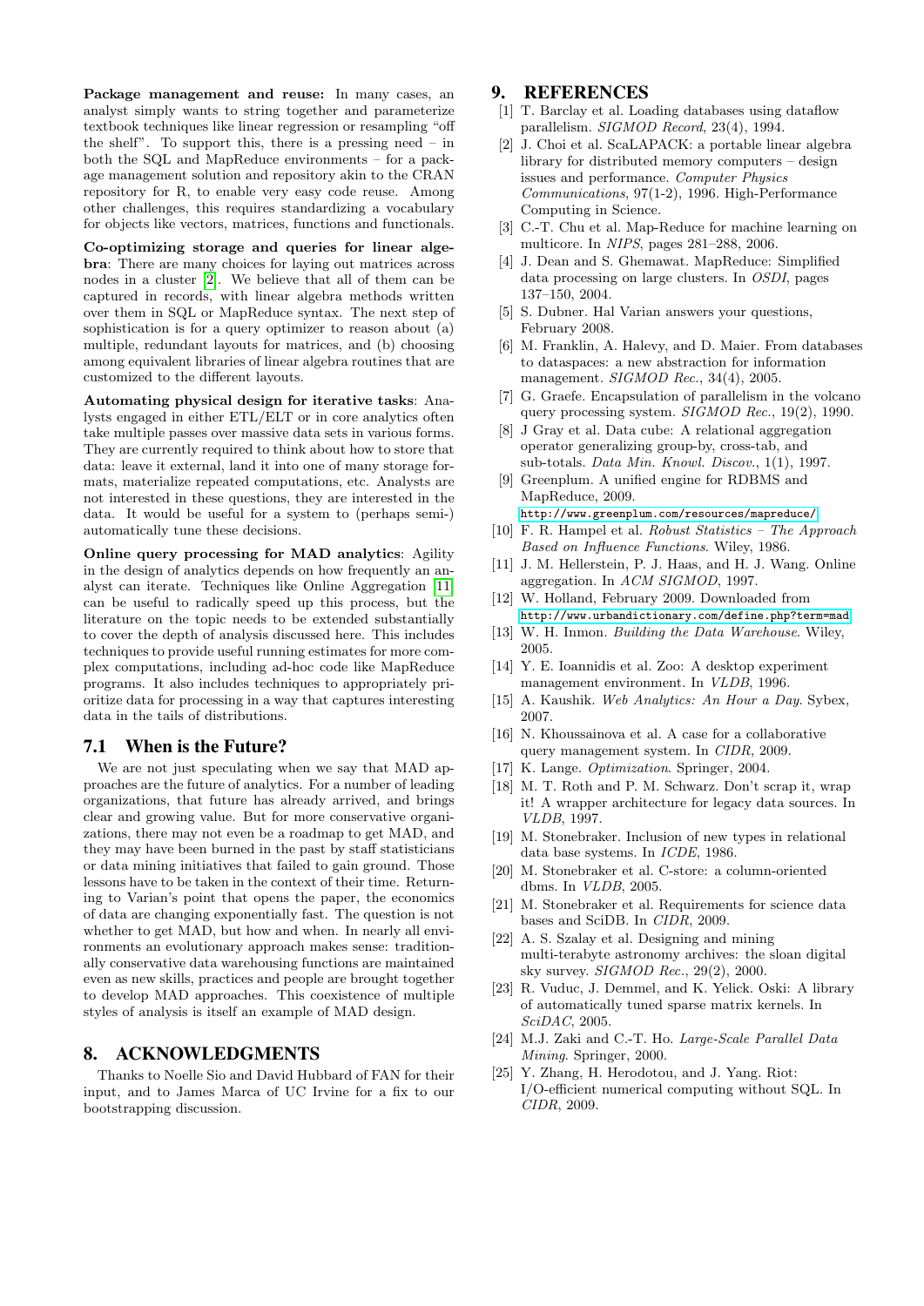**Package management and reuse:** In many cases, an analyst simply wants to string together and parameterize textbook techniques like linear regression or resampling "off the shelf". To support this, there is a pressing need – in both the SQL and MapReduce environments – for a package management solution and repository akin to the CRAN repository for R, to enable very easy code reuse. Among other challenges, this requires standardizing a vocabulary for objects like vectors, matrices, functions and functionals.

**Co-optimizing storage and queries for linear algebra**: There are many choices for laying out matrices across nodes in a cluster [2]. We believe that all of them can be captured in records, with linear algebra methods written over them in SQL or MapReduce syntax. The next step of sophistication is for a query optimizer to reason about (a) multiple, redundant layouts for matrices, and (b) choosing among equivalent libraries of linear algebra routines that are customized to the different layouts.

**Automating physical design for iterative tasks**: Analysts engaged in either ETL/ELT or in core analytics often take multiple passes over massive data sets in various forms. They are currently required to think about how to store that data: leave it external, land it into one of many storage formats, materialize repeated computations, etc. Analysts are not interested in these questions, they are interested in the data. It would be useful for a system to (perhaps semi-) automatically tune these decisions.

**Online query processing for MAD analytics**: Agility in the design of analytics depends on how frequently an analyst can iterate. Techniques like Online Aggregation [11] can be useful to radically speed up this process, but the literature on the topic needs to be extended substantially to cover the depth of analysis discussed here. This includes techniques to provide useful running estimates for more complex computations, including ad-hoc code like MapReduce programs. It also includes techniques to appropriately prioritize data for processing in a way that captures interesting data in the tails of distributions.

## 7.1 When is the Future?

We are not just speculating when we say that MAD approaches are the future of analytics. For a number of leading organizations, that future has already arrived, and brings clear and growing value. But for more conservative organizations, there may not even be a roadmap to get MAD, and they may have been burned in the past by staff statisticians or data mining initiatives that failed to gain ground. Those lessons have to be taken in the context of their time. Returning to Varian's point that opens the paper, the economics of data are changing exponentially fast. The question is not whether to get MAD, but how and when. In nearly all environments an evolutionary approach makes sense: traditionally conservative data warehousing functions are maintained even as new skills, practices and people are brought together to develop MAD approaches. This coexistence of multiple styles of analysis is itself an example of MAD design.

# 8. ACKNOWLEDGMENTS

Thanks to Noelle Sio and David Hubbard of FAN for their input, and to James Marca of UC Irvine for a fix to our bootstrapping discussion.

# 9. REFERENCES

[1] T. Barclay et al. Loading databases using dataflow parallelism. *SIGMOD Record*, 23(4), 1994.

[2] J. Choi et al. ScaLAPACK: a portable linear algebra library for distributed memory computers – design issues and performance. *Computer Physics Communications*, 97(1-2), 1996. High-Performance Computing in Science.

[3] C.-T. Chu et al. Map-Reduce for machine learning on multicore. In *NIPS*, pages 281–288, 2006.

[4] J. Dean and S. Ghemawat. MapReduce: Simplified data processing on large clusters. In *OSDI*, pages 137–150, 2004.

[5] S. Dubner. Hal Varian answers your questions, February 2008.

[6] M. Franklin, A. Halevy, and D. Maier. From databases to dataspaces: a new abstraction for information management. *SIGMOD Rec.*, 34(4), 2005.

[7] G. Graefe. Encapsulation of parallelism in the volcano query processing system. *SIGMOD Rec.*, 19(2), 1990.

[8] J Gray et al. Data cube: A relational aggregation operator generalizing group-by, cross-tab, and sub-totals. *Data Min. Knowl. Discov.*, 1(1), 1997.

[9] Greenplum. A unified engine for RDBMS and MapReduce, 2009. http://www.greenplum.com/resources/mapreduce/.

[10] F. R. Hampel et al. *Robust Statistics – The Approach Based on Influence Functions*. Wiley, 1986.

[11] J. M. Hellerstein, P. J. Haas, and H. J. Wang. Online aggregation. In *ACM SIGMOD*, 1997.

[12] W. Holland, February 2009. Downloaded from http://www.urbandictionary.com/define.php?term=mad.

[13] W. H. Inmon. *Building the Data Warehouse*. Wiley, 2005.

[14] Y. E. Ioannidis et al. Zoo: A desktop experiment management environment. In *VLDB*, 1996.

[15] A. Kaushik. *Web Analytics: An Hour a Day*. Sybex, 2007.

[16] N. Khoussainova et al. A case for a collaborative query management system. In *CIDR*, 2009.

[17] K. Lange. *Optimization*. Springer, 2004.

[18] M. T. Roth and P. M. Schwarz. Don't scrap it, wrap it! A wrapper architecture for legacy data sources. In *VLDB*, 1997.

[19] M. Stonebraker. Inclusion of new types in relational data base systems. In *ICDE*, 1986.

[20] M. Stonebraker et al. C-store: a column-oriented dbms. In *VLDB*, 2005.

[21] M. Stonebraker et al. Requirements for science data bases and SciDB. In *CIDR*, 2009.

[22] A. S. Szalay et al. Designing and mining multi-terabyte astronomy archives: the sloan digital sky survey. *SIGMOD Rec.*, 29(2), 2000.

[23] R. Vuduc, J. Demmel, and K. Yelick. Oski: A library of automatically tuned sparse matrix kernels. In *SciDAC*, 2005.

[24] M.J. Zaki and C.-T. Ho. *Large-Scale Parallel Data Mining*. Springer, 2000.

[25] Y. Zhang, H. Herodotou, and J. Yang. Riot: I/O-efficient numerical computing without SQL. In *CIDR*, 2009.